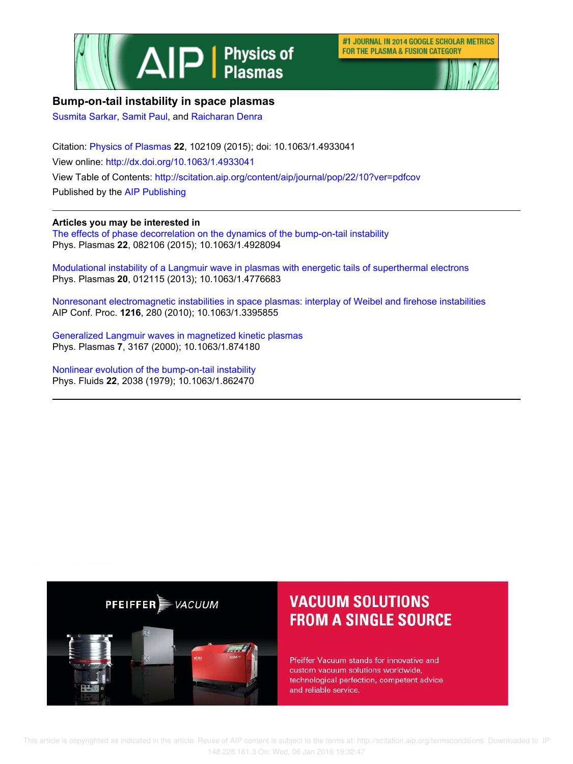# Bump-on-tail instability in space plasmas

Susmita Sarkar, Samit Paul, and Raicharan Denra

Citation: Physics of Plasmas **22**, 102109 (2015); doi: 10.1063/1.4933041

View online: http://dx.doi.org/10.1063/1.4933041

View Table of Contents: http://scitation.aip.org/content/aip/journal/pop/22/10?ver=pdfcov

Published by the AIP Publishing

## Articles you may be interested in

The effects of phase decorrelation on the dynamics of the bump-on-tail instability
Phys. Plasmas **22**, 082106 (2015); 10.1063/1.4928094

Modulational instability of a Langmuir wave in plasmas with energetic tails of superthermal electrons
Phys. Plasmas **20**, 012115 (2013); 10.1063/1.4776683

Nonresonant electromagnetic instabilities in space plasmas: interplay of Weibel and firehose instabilities
AIP Conf. Proc. **1216**, 280 (2010); 10.1063/1.3395855

Generalized Langmuir waves in magnetized kinetic plasmas
Phys. Plasmas **7**, 3167 (2000); 10.1063/1.874180

Nonlinear evolution of the bump-on-tail instability
Phys. Fluids **22**, 2038 (1979); 10.1063/1.862470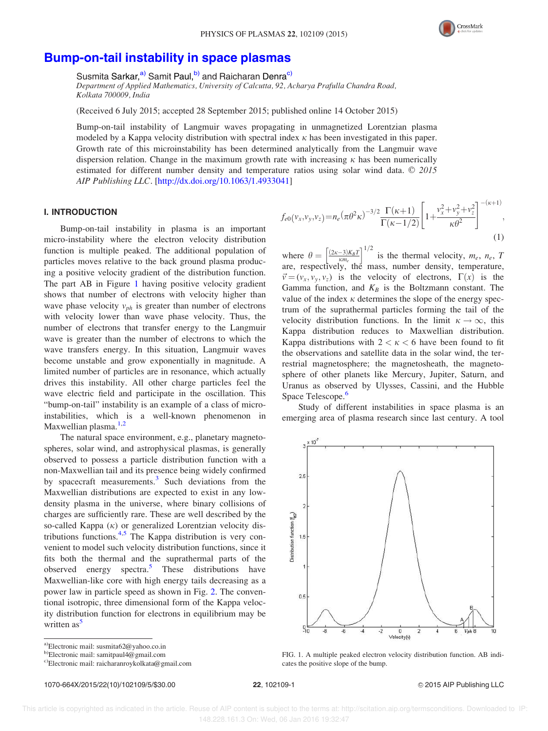# Bump-on-tail instability in space plasmas

Susmita Sarkar,[a] Samit Paul,[b] and Raicharan Denra[c]

*Department of Applied Mathematics, University of Calcutta, 92, Acharya Prafulla Chandra Road, Kolkata 700009, India*

(Received 6 July 2015; accepted 28 September 2015; published online 14 October 2015)

Bump-on-tail instability of Langmuir waves propagating in unmagnetized Lorentzian plasma modeled by a Kappa velocity distribution with spectral index $\kappa$ has been investigated in this paper. Growth rate of this microinstability has been determined analytically from the Langmuir wave dispersion relation. Change in the maximum growth rate with increasing $\kappa$ has been numerically estimated for different number density and temperature ratios using solar wind data. © 2015 AIP Publishing LLC. [http://dx.doi.org/10.1063/1.4933041]

## I. INTRODUCTION

Bump-on-tail instability in plasma is an important micro-instability where the electron velocity distribution function is multiple peaked. The additional population of particles moves relative to the back ground plasma producing a positive velocity gradient of the distribution function. The part AB in Figure 1 having positive velocity gradient shows that number of electrons with velocity higher than wave phase velocity $v_{ph}$ is greater than number of electrons with velocity lower than wave phase velocity. Thus, the number of electrons that transfer energy to the Langmuir wave is greater than the number of electrons to which the wave transfers energy. In this situation, Langmuir waves become unstable and grow exponentially in magnitude. A limited number of particles are in resonance, which actually drives this instability. All other charge particles feel the wave electric field and participate in the oscillation. This "bump-on-tail" instability is an example of a class of micro-instabilities, which is a well-known phenomenon in Maxwellian plasma.[1,2]

The natural space environment, e.g., planetary magnetospheres, solar wind, and astrophysical plasmas, is generally observed to possess a particle distribution function with a non-Maxwellian tail and its presence being widely confirmed by spacecraft measurements.[3] Such deviations from the Maxwellian distributions are expected to exist in any low-density plasma in the universe, where binary collisions of charges are sufficiently rare. These are well described by the so-called Kappa ($\kappa$) or generalized Lorentzian velocity distributions functions.[4,5] The Kappa distribution is very convenient to model such velocity distribution functions, since it fits both the thermal and the suprathermal parts of the observed energy spectra.[5] These distributions have Maxwellian-like core with high energy tails decreasing as a power law in particle speed as shown in Fig. 2. The conventional isotropic, three dimensional form of the Kappa velocity distribution function for electrons in equilibrium may be written as[5]

$$f_{e0}(v_x,v_y,v_z)=n_e(\pi\theta^2\kappa)^{-3/2}\frac{\Gamma(\kappa+1)}{\Gamma(\kappa-1/2)}\left[1+\frac{v_x^2+v_y^2+v_z^2}{\kappa\theta^2}\right]^{-(\kappa+1)}, \tag{1}$$

where $\theta=\left[\frac{(2\kappa-3)K_BT}{\kappa m_e}\right]^{1/2}$ is the thermal velocity, $m_e$, $n_e$, $T$ are, respectively, the mass, number density, temperature, $\vec{v}=(v_x,v_y,v_z)$ is the velocity of electrons, $\Gamma(x)$ is the Gamma function, and $K_B$ is the Boltzmann constant. The value of the index $\kappa$ determines the slope of the energy spectrum of the suprathermal particles forming the tail of the velocity distribution functions. In the limit $\kappa\to\infty$, this Kappa distribution reduces to Maxwellian distribution. Kappa distributions with $2<\kappa<6$ have been found to fit the observations and satellite data in the solar wind, the terrestrial magnetosphere; the magnetosheath, the magnetosphere of other planets like Mercury, Jupiter, Saturn, and Uranus as observed by Ulysses, Cassini, and the Hubble Space Telescope.[6]

Study of different instabilities in space plasma is an emerging area of plasma research since last century. A tool

FIG. 1. A multiple peaked electron velocity distribution function. AB indicates the positive slope of the bump.

[a] Electronic mail: susmita62@yahoo.co.in
[b] Electronic mail: samitpaul4@gmail.com
[c] Electronic mail: raicharanroykolkata@gmail.com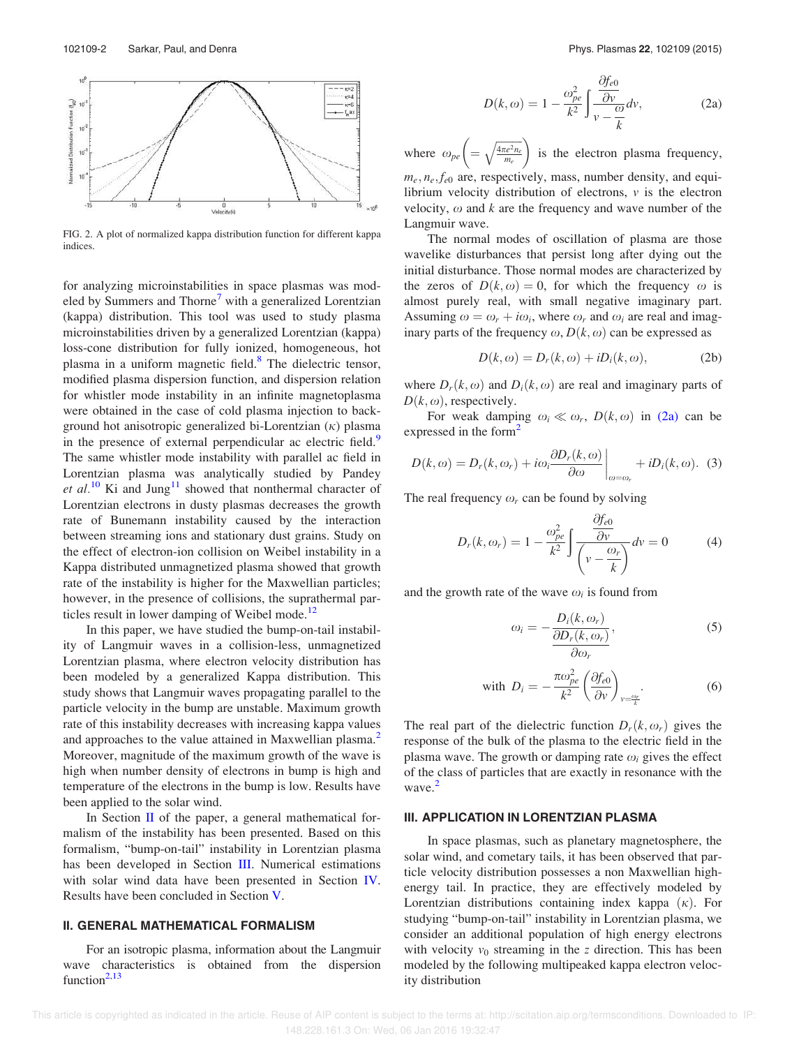FIG. 2. A plot of normalized kappa distribution function for different kappa indices.

for analyzing microinstabilities in space plasmas was modeled by Summers and Thorne[7] with a generalized Lorentzian (kappa) distribution. This tool was used to study plasma microinstabilities driven by a generalized Lorentzian (kappa) loss-cone distribution for fully ionized, homogeneous, hot plasma in a uniform magnetic field.[8] The dielectric tensor, modified plasma dispersion function, and dispersion relation for whistler mode instability in an infinite magnetoplasma were obtained in the case of cold plasma injection to background hot anisotropic generalized bi-Lorentzian ($\kappa$) plasma in the presence of external perpendicular ac electric field.[9] The same whistler mode instability with parallel ac field in Lorentzian plasma was analytically studied by Pandey *et al.*[10] Ki and Jung[11] showed that nonthermal character of Lorentzian electrons in dusty plasmas decreases the growth rate of Bunemann instability caused by the interaction between streaming ions and stationary dust grains. Study on the effect of electron-ion collision on Weibel instability in a Kappa distributed unmagnetized plasma showed that growth rate of the instability is higher for the Maxwellian particles; however, in the presence of collisions, the suprathermal particles result in lower damping of Weibel mode.[12]

In this paper, we have studied the bump-on-tail instability of Langmuir waves in a collision-less, unmagnetized Lorentzian plasma, where electron velocity distribution has been modeled by a generalized Kappa distribution. This study shows that Langmuir waves propagating parallel to the particle velocity in the bump are unstable. Maximum growth rate of this instability decreases with increasing kappa values and approaches to the value attained in Maxwellian plasma.[2] Moreover, magnitude of the maximum growth of the wave is high when number density of electrons in bump is high and temperature of the electrons in the bump is low. Results have been applied to the solar wind.

In Section II of the paper, a general mathematical formalism of the instability has been presented. Based on this formalism, "bump-on-tail" instability in Lorentzian plasma has been developed in Section III. Numerical estimations with solar wind data have been presented in Section IV. Results have been concluded in Section V.

## II. GENERAL MATHEMATICAL FORMALISM

For an isotropic plasma, information about the Langmuir wave characteristics is obtained from the dispersion function[2,13]

$$D(k,\omega) = 1 - \frac{\omega_{pe}^2}{k^2}\int \frac{\dfrac{\partial f_{e0}}{\partial v}}{v - \dfrac{\omega}{k}}dv, \tag{2a}$$

where $\omega_{pe}\left(=\sqrt{\frac{4\pi e^2 n_e}{m_e}}\right)$ is the electron plasma frequency, $m_e, n_e, f_{e0}$ are, respectively, mass, number density, and equilibrium velocity distribution of electrons, $v$ is the electron velocity, $\omega$ and $k$ are the frequency and wave number of the Langmuir wave.

The normal modes of oscillation of plasma are those wavelike disturbances that persist long after dying out the initial disturbance. Those normal modes are characterized by the zeros of $D(k,\omega) = 0$, for which the frequency $\omega$ is almost purely real, with small negative imaginary part. Assuming $\omega = \omega_r + i\omega_i$, where $\omega_r$ and $\omega_i$ are real and imaginary parts of the frequency $\omega$, $D(k,\omega)$ can be expressed as

$$D(k,\omega) = D_r(k,\omega) + iD_i(k,\omega), \tag{2b}$$

where $D_r(k,\omega)$ and $D_i(k,\omega)$ are real and imaginary parts of $D(k,\omega)$, respectively.

For weak damping $\omega_i \ll \omega_r$, $D(k,\omega)$ in (2a) can be expressed in the form[2]

$$D(k,\omega) = D_r(k,\omega_r) + i\omega_i \left.\frac{\partial D_r(k,\omega)}{\partial \omega}\right|_{\omega=\omega_r} + iD_i(k,\omega). \tag{3}$$

The real frequency $\omega_r$ can be found by solving

$$D_r(k,\omega_r) = 1 - \frac{\omega_{pe}^2}{k^2}\int \frac{\dfrac{\partial f_{e0}}{\partial v}}{\left(v - \dfrac{\omega_r}{k}\right)}dv = 0 \tag{4}$$

and the growth rate of the wave $\omega_i$ is found from

$$\omega_i = -\frac{D_i(k,\omega_r)}{\dfrac{\partial D_r(k,\omega_r)}{\partial \omega_r}}, \tag{5}$$

$$\text{with } D_i = -\frac{\pi\omega_{pe}^2}{k^2}\left(\frac{\partial f_{e0}}{\partial v}\right)_{v=\frac{\omega_r}{k}}. \tag{6}$$

The real part of the dielectric function $D_r(k,\omega_r)$ gives the response of the bulk of the plasma to the electric field in the plasma wave. The growth or damping rate $\omega_i$ gives the effect of the class of particles that are exactly in resonance with the wave.[2]

## III. APPLICATION IN LORENTZIAN PLASMA

In space plasmas, such as planetary magnetosphere, the solar wind, and cometary tails, it has been observed that particle velocity distribution possesses a non Maxwellian high-energy tail. In practice, they are effectively modeled by Lorentzian distributions containing index kappa ($\kappa$). For studying "bump-on-tail" instability in Lorentzian plasma, we consider an additional population of high energy electrons with velocity $v_0$ streaming in the $z$ direction. This has been modeled by the following multipeaked kappa electron velocity distribution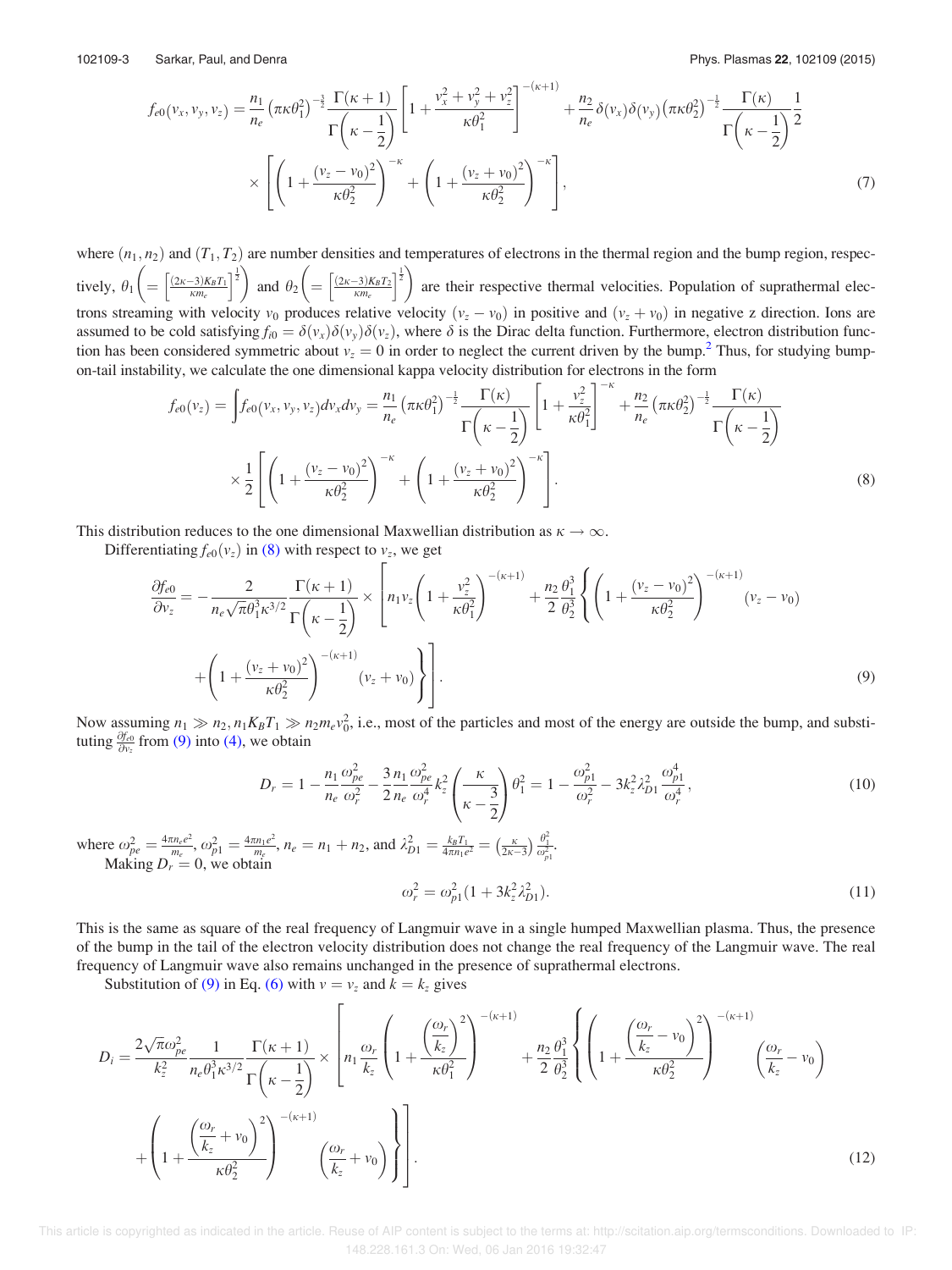$$f_{e0}(v_x, v_y, v_z) = \frac{n_1}{n_e}\left(\pi\kappa\theta_1^2\right)^{-\frac{3}{2}}\frac{\Gamma(\kappa+1)}{\Gamma\left(\kappa-\frac{1}{2}\right)}\left[1+\frac{v_x^2+v_y^2+v_z^2}{\kappa\theta_1^2}\right]^{-(\kappa+1)} + \frac{n_2}{n_e}\delta(v_x)\delta(v_y)\left(\pi\kappa\theta_2^2\right)^{-\frac{1}{2}}\frac{\Gamma(\kappa)}{\Gamma\left(\kappa-\frac{1}{2}\right)}\frac{1}{2}$$
$$\times\left[\left(1+\frac{(v_z-v_0)^2}{\kappa\theta_2^2}\right)^{-\kappa}+\left(1+\frac{(v_z+v_0)^2}{\kappa\theta_2^2}\right)^{-\kappa}\right], \tag{7}$$

where $(n_1, n_2)$ and $(T_1, T_2)$ are number densities and temperatures of electrons in the thermal region and the bump region, respectively, $\theta_1\left(=\left[\frac{(2\kappa-3)K_BT_1}{\kappa m_e}\right]^{\frac{1}{2}}\right)$ and $\theta_2\left(=\left[\frac{(2\kappa-3)K_BT_2}{\kappa m_e}\right]^{\frac{1}{2}}\right)$ are their respective thermal velocities. Population of suprathermal electrons streaming with velocity $v_0$ produces relative velocity $(v_z - v_0)$ in positive and $(v_z + v_0)$ in negative z direction. Ions are assumed to be cold satisfying $f_{i0} = \delta(v_x)\delta(v_y)\delta(v_z)$, where $\delta$ is the Dirac delta function. Furthermore, electron distribution function has been considered symmetric about $v_z = 0$ in order to neglect the current driven by the bump.[2] Thus, for studying bump-on-tail instability, we calculate the one dimensional kappa velocity distribution for electrons in the form

$$f_{e0}(v_z) = \int f_{e0}(v_x, v_y, v_z)dv_xdv_y = \frac{n_1}{n_e}\left(\pi\kappa\theta_1^2\right)^{-\frac{1}{2}}\frac{\Gamma(\kappa)}{\Gamma\left(\kappa-\frac{1}{2}\right)}\left[1+\frac{v_z^2}{\kappa\theta_1^2}\right]^{-\kappa} + \frac{n_2}{n_e}\left(\pi\kappa\theta_2^2\right)^{-\frac{1}{2}}\frac{\Gamma(\kappa)}{\Gamma\left(\kappa-\frac{1}{2}\right)}$$
$$\times\frac{1}{2}\left[\left(1+\frac{(v_z-v_0)^2}{\kappa\theta_2^2}\right)^{-\kappa}+\left(1+\frac{(v_z+v_0)^2}{\kappa\theta_2^2}\right)^{-\kappa}\right]. \tag{8}$$

This distribution reduces to the one dimensional Maxwellian distribution as $\kappa \to \infty$.

Differentiating $f_{e0}(v_z)$ in (8) with respect to $v_z$, we get

$$\frac{\partial f_{e0}}{\partial v_z} = -\frac{2}{n_e\sqrt{\pi}\theta_1^3\kappa^{3/2}}\frac{\Gamma(\kappa+1)}{\Gamma\left(\kappa-\frac{1}{2}\right)}\times\left[n_1v_z\left(1+\frac{v_z^2}{\kappa\theta_1^2}\right)^{-(\kappa+1)}+\frac{n_2}{2}\frac{\theta_1^3}{\theta_2^3}\left\{\left(1+\frac{(v_z-v_0)^2}{\kappa\theta_2^2}\right)^{-(\kappa+1)}(v_z-v_0)\right.\right.$$
$$\left.\left.+\left(1+\frac{(v_z+v_0)^2}{\kappa\theta_2^2}\right)^{-(\kappa+1)}(v_z+v_0)\right\}\right]. \tag{9}$$

Now assuming $n_1 \gg n_2, n_1K_BT_1 \gg n_2m_ev_0^2$, i.e., most of the particles and most of the energy are outside the bump, and substituting $\frac{\partial f_{e0}}{\partial v_z}$ from (9) into (4), we obtain

$$D_r = 1 - \frac{n_1}{n_e}\frac{\omega_{pe}^2}{\omega_r^2} - \frac{3}{2}\frac{n_1}{n_e}\frac{\omega_{pe}^2}{\omega_r^4}k_z^2\left(\frac{\kappa}{\kappa-\frac{3}{2}}\right)\theta_1^2 = 1 - \frac{\omega_{p1}^2}{\omega_r^2} - 3k_z^2\lambda_{D1}^2\frac{\omega_{p1}^4}{\omega_r^4}, \tag{10}$$

where $\omega_{pe}^2 = \frac{4\pi n_e e^2}{m_e}$, $\omega_{p1}^2 = \frac{4\pi n_1 e^2}{m_e}$, $n_e = n_1 + n_2$, and $\lambda_{D1}^2 = \frac{k_BT_1}{4\pi n_1 e^2} = \left(\frac{\kappa}{2\kappa-3}\right)\frac{\theta_1^2}{\omega_{p1}^2}$.

Making $D_r = 0$, we obtain

$$\omega_r^2 = \omega_{p1}^2(1 + 3k_z^2\lambda_{D1}^2). \tag{11}$$

This is the same as square of the real frequency of Langmuir wave in a single humped Maxwellian plasma. Thus, the presence of the bump in the tail of the electron velocity distribution does not change the real frequency of the Langmuir wave. The real frequency of Langmuir wave also remains unchanged in the presence of suprathermal electrons.

Substitution of (9) in Eq. (6) with $v = v_z$ and $k = k_z$ gives

$$D_i = \frac{2\sqrt{\pi}\omega_{pe}^2}{k_z^2}\frac{1}{n_e\theta_1^3\kappa^{3/2}}\frac{\Gamma(\kappa+1)}{\Gamma\left(\kappa-\frac{1}{2}\right)}\times\left[n_1\frac{\omega_r}{k_z}\left(1+\frac{\left(\frac{\omega_r}{k_z}\right)^2}{\kappa\theta_1^2}\right)^{-(\kappa+1)}+\frac{n_2}{2}\frac{\theta_1^3}{\theta_2^3}\left\{\left(1+\frac{\left(\frac{\omega_r}{k_z}-v_0\right)^2}{\kappa\theta_2^2}\right)^{-(\kappa+1)}\left(\frac{\omega_r}{k_z}-v_0\right)\right.\right.$$
$$\left.\left.+\left(1+\frac{\left(\frac{\omega_r}{k_z}+v_0\right)^2}{\kappa\theta_2^2}\right)^{-(\kappa+1)}\left(\frac{\omega_r}{k_z}+v_0\right)\right\}\right]. \tag{12}$$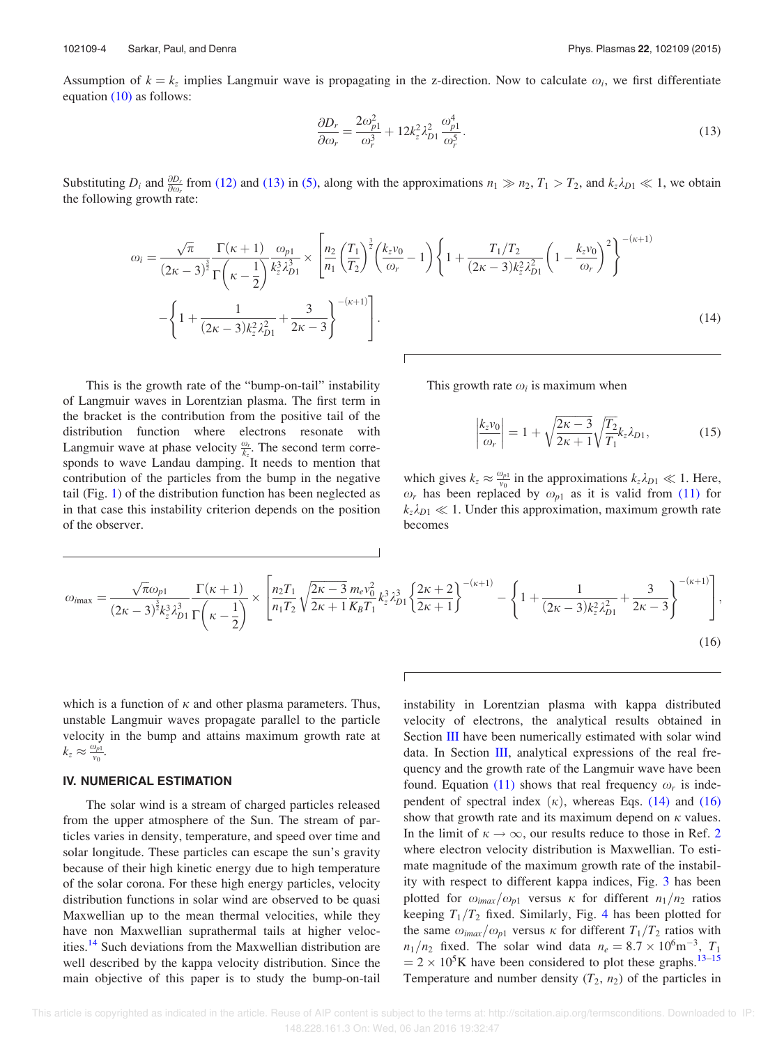Assumption of $k = k_z$ implies Langmuir wave is propagating in the z-direction. Now to calculate $\omega_i$, we first differentiate equation (10) as follows:

$$\frac{\partial D_r}{\partial \omega_r} = \frac{2\omega_{p1}^2}{\omega_r^3} + 12k_z^2\lambda_{D1}^2\frac{\omega_{p1}^4}{\omega_r^5}. \tag{13}$$

Substituting $D_i$ and $\frac{\partial D_r}{\partial \omega_r}$ from (12) and (13) in (5), along with the approximations $n_1 \gg n_2$, $T_1 > T_2$, and $k_z\lambda_{D1} \ll 1$, we obtain the following growth rate:

$$\omega_i = \frac{\sqrt{\pi}}{(2\kappa-3)^{\frac{3}{2}}}\frac{\Gamma(\kappa+1)}{\Gamma\left(\kappa-\frac{1}{2}\right)}\frac{\omega_{p1}}{k_z^3\lambda_{D1}^3} \times \left[\frac{n_2}{n_1}\left(\frac{T_1}{T_2}\right)^{\frac{3}{2}}\left(\frac{k_z v_0}{\omega_r}-1\right)\left\{1+\frac{T_1/T_2}{(2\kappa-3)k_z^2\lambda_{D1}^2}\left(1-\frac{k_z v_0}{\omega_r}\right)^2\right\}^{-(\kappa+1)} - \left\{1+\frac{1}{(2\kappa-3)k_z^2\lambda_{D1}^2}+\frac{3}{2\kappa-3}\right\}^{-(\kappa+1)}\right]. \tag{14}$$

This is the growth rate of the "bump-on-tail" instability of Langmuir waves in Lorentzian plasma. The first term in the bracket is the contribution from the positive tail of the distribution function where electrons resonate with Langmuir wave at phase velocity $\frac{\omega_r}{k_z}$. The second term corresponds to wave Landau damping. It needs to mention that contribution of the particles from the bump in the negative tail (Fig. 1) of the distribution function has been neglected as in that case this instability criterion depends on the position of the observer.

This growth rate $\omega_i$ is maximum when

$$\left|\frac{k_z v_0}{\omega_r}\right| = 1 + \sqrt{\frac{2\kappa-3}{2\kappa+1}}\sqrt{\frac{T_2}{T_1}}k_z\lambda_{D1}, \tag{15}$$

which gives $k_z \approx \frac{\omega_{p1}}{v_0}$ in the approximations $k_z\lambda_{D1} \ll 1$. Here, $\omega_r$ has been replaced by $\omega_{p1}$ as it is valid from (11) for $k_z\lambda_{D1} \ll 1$. Under this approximation, maximum growth rate becomes

$$\omega_{i\max} = \frac{\sqrt{\pi}\omega_{p1}}{(2\kappa-3)^{\frac{3}{2}}k_z^3\lambda_{D1}^3}\frac{\Gamma(\kappa+1)}{\Gamma\left(\kappa-\frac{1}{2}\right)} \times \left[\frac{n_2 T_1}{n_1 T_2}\sqrt{\frac{2\kappa-3}{2\kappa+1}}\frac{m_e v_0^2}{K_B T_1}k_z^3\lambda_{D1}^3\left\{\frac{2\kappa+2}{2\kappa+1}\right\}^{-(\kappa+1)} - \left\{1+\frac{1}{(2\kappa-3)k_z^2\lambda_{D1}^2}+\frac{3}{2\kappa-3}\right\}^{-(\kappa+1)}\right], \tag{16}$$

which is a function of $\kappa$ and other plasma parameters. Thus, unstable Langmuir waves propagate parallel to the particle velocity in the bump and attains maximum growth rate at $k_z \approx \frac{\omega_{p1}}{v_0}$.

## IV. NUMERICAL ESTIMATION

The solar wind is a stream of charged particles released from the upper atmosphere of the Sun. The stream of particles varies in density, temperature, and speed over time and solar longitude. These particles can escape the sun's gravity because of their high kinetic energy due to high temperature of the solar corona. For these high energy particles, velocity distribution functions in solar wind are observed to be quasi Maxwellian up to the mean thermal velocities, while they have non Maxwellian suprathermal tails at higher velocities.[14] Such deviations from the Maxwellian distribution are well described by the kappa velocity distribution. Since the main objective of this paper is to study the bump-on-tail instability in Lorentzian plasma with kappa distributed velocity of electrons, the analytical results obtained in Section III have been numerically estimated with solar wind data. In Section III, analytical expressions of the real frequency and the growth rate of the Langmuir wave have been found. Equation (11) shows that real frequency $\omega_r$ is independent of spectral index ($\kappa$), whereas Eqs. (14) and (16) show that growth rate and its maximum depend on $\kappa$ values. In the limit of $\kappa \to \infty$, our results reduce to those in Ref. 2 where electron velocity distribution is Maxwellian. To estimate magnitude of the maximum growth rate of the instability with respect to different kappa indices, Fig. 3 has been plotted for $\omega_{imax}/\omega_{p1}$ versus $\kappa$ for different $n_1/n_2$ ratios keeping $T_1/T_2$ fixed. Similarly, Fig. 4 has been plotted for the same $\omega_{imax}/\omega_{p1}$ versus $\kappa$ for different $T_1/T_2$ ratios with $n_1/n_2$ fixed. The solar wind data $n_e = 8.7 \times 10^6\text{m}^{-3}$, $T_1 = 2 \times 10^5$K have been considered to plot these graphs.[13–15] Temperature and number density ($T_2$, $n_2$) of the particles in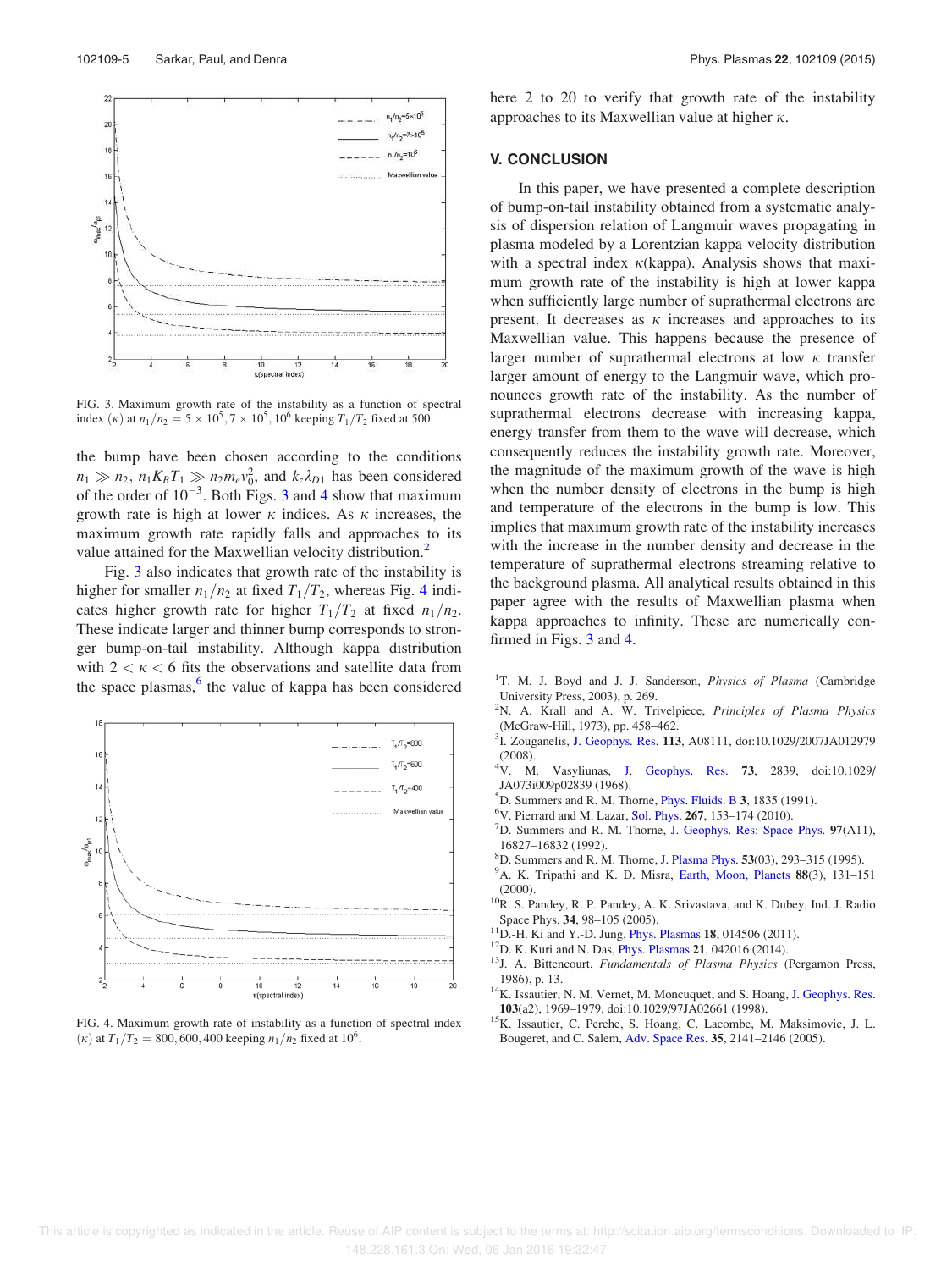22
20
18
16
14
12
10
8
6
4
2

$\omega_{\max}/\omega_{p1}$

2 4 6 8 10 12 14 16 18 20

κ(spectral index)

$n_1/n_2=5\times10^5$

$n_1/n_2=7\times10^5$

$n_1/n_2=10^6$

Maxwellian value

FIG. 3. Maximum growth rate of the instability as a function of spectral index ($\kappa$) at $n_1/n_2 = 5\times10^5, 7\times10^5, 10^6$ keeping $T_1/T_2$ fixed at 500.

the bump have been chosen according to the conditions $n_1 \gg n_2$, $n_1 K_B T_1 \gg n_2 m_e v_0^2$, and $k_z \lambda_{D1}$ has been considered of the order of $10^{-3}$. Both Figs. 3 and 4 show that maximum growth rate is high at lower $\kappa$ indices. As $\kappa$ increases, the maximum growth rate rapidly falls and approaches to its value attained for the Maxwellian velocity distribution.[2]

Fig. 3 also indicates that growth rate of the instability is higher for smaller $n_1/n_2$ at fixed $T_1/T_2$, whereas Fig. 4 indicates higher growth rate for higher $T_1/T_2$ at fixed $n_1/n_2$. These indicate larger and thinner bump corresponds to stronger bump-on-tail instability. Although kappa distribution with $2 < \kappa < 6$ fits the observations and satellite data from the space plasmas,[6] the value of kappa has been considered here 2 to 20 to verify that growth rate of the instability approaches to its Maxwellian value at higher $\kappa$.

18
16
14
12
10
8
6
4
2

$\omega_{\max}/\omega_{p1}$

2 4 6 8 10 12 14 16 18 20

κ(spectral index)

$T_1/T_2=800$

$T_1/T_2=600$

$T_1/T_2=400$

Maxwellian value

FIG. 4. Maximum growth rate of instability as a function of spectral index ($\kappa$) at $T_1/T_2 = 800, 600, 400$ keeping $n_1/n_2$ fixed at $10^6$.

## V. CONCLUSION

In this paper, we have presented a complete description of bump-on-tail instability obtained from a systematic analysis of dispersion relation of Langmuir waves propagating in plasma modeled by a Lorentzian kappa velocity distribution with a spectral index $\kappa$(kappa). Analysis shows that maximum growth rate of the instability is high at lower kappa when sufficiently large number of suprathermal electrons are present. It decreases as $\kappa$ increases and approaches to its Maxwellian value. This happens because the presence of larger number of suprathermal electrons at low $\kappa$ transfer larger amount of energy to the Langmuir wave, which pronounces growth rate of the instability. As the number of suprathermal electrons decrease with increasing kappa, energy transfer from them to the wave will decrease, which consequently reduces the instability growth rate. Moreover, the magnitude of the maximum growth of the wave is high when the number density of electrons in the bump is high and temperature of the electrons in the bump is low. This implies that maximum growth rate of the instability increases with the increase in the number density and decrease in the temperature of suprathermal electrons streaming relative to the background plasma. All analytical results obtained in this paper agree with the results of Maxwellian plasma when kappa approaches to infinity. These are numerically confirmed in Figs. 3 and 4.

[1]T. M. J. Boyd and J. J. Sanderson, *Physics of Plasma* (Cambridge University Press, 2003), p. 269.
[2]N. A. Krall and A. W. Trivelpiece, *Principles of Plasma Physics* (McGraw-Hill, 1973), pp. 458–462.
[3]I. Zouganelis, J. Geophys. Res. **113**, A08111, doi:10.1029/2007JA012979 (2008).
[4]V. M. Vasyliunas, J. Geophys. Res. **73**, 2839, doi:10.1029/JA073i009p02839 (1968).
[5]D. Summers and R. M. Thorne, Phys. Fluids. B **3**, 1835 (1991).
[6]V. Pierrard and M. Lazar, Sol. Phys. **267**, 153–174 (2010).
[7]D. Summers and R. M. Thorne, J. Geophys. Res: Space Phys. **97**(A11), 16827–16832 (1992).
[8]D. Summers and R. M. Thorne, J. Plasma Phys. **53**(03), 293–315 (1995).
[9]A. K. Tripathi and K. D. Misra, Earth, Moon, Planets **88**(3), 131–151 (2000).
[10]R. S. Pandey, R. P. Pandey, A. K. Srivastava, and K. Dubey, Ind. J. Radio Space Phys. **34**, 98–105 (2005).
[11]D.-H. Ki and Y.-D. Jung, Phys. Plasmas **18**, 014506 (2011).
[12]D. K. Kuri and N. Das, Phys. Plasmas **21**, 042016 (2014).
[13]J. A. Bittencourt, *Fundamentals of Plasma Physics* (Pergamon Press, 1986), p. 13.
[14]K. Issautier, N. M. Vernet, M. Moncuquet, and S. Hoang, J. Geophys. Res. **103**(a2), 1969–1979, doi:10.1029/97JA02661 (1998).
[15]K. Issautier, C. Perche, S. Hoang, C. Lacombe, M. Maksimovic, J. L. Bougeret, and C. Salem, Adv. Space Res. **35**, 2141–2146 (2005).